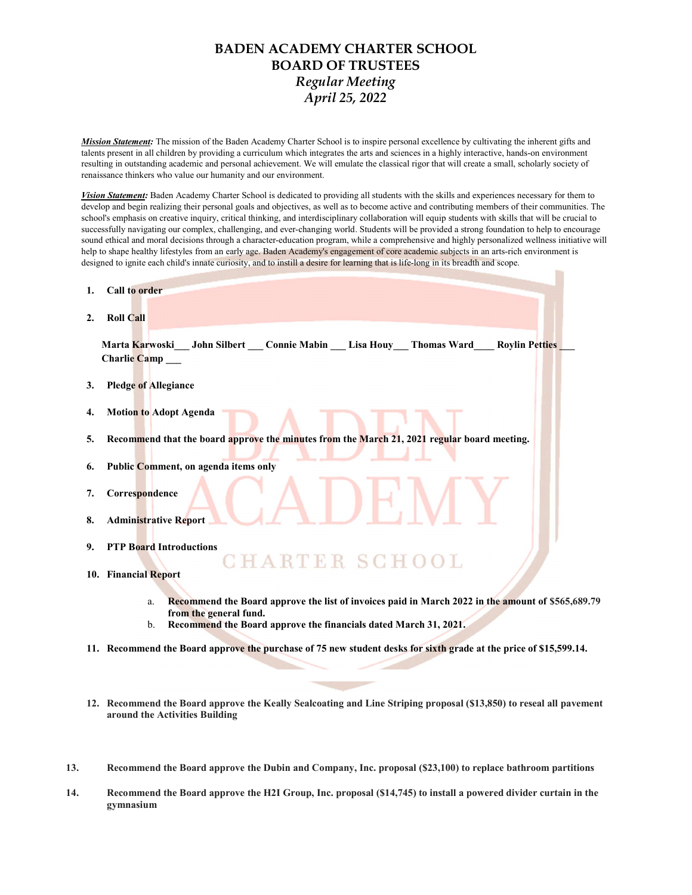# BADEN ACADEMY CHARTER SCHOOL
## BOARD OF TRUSTEES
### *Regular Meeting*
### *April 25, 2022*

***Mission Statement:*** The mission of the Baden Academy Charter School is to inspire personal excellence by cultivating the inherent gifts and talents present in all children by providing a curriculum which integrates the arts and sciences in a highly interactive, hands-on environment resulting in outstanding academic and personal achievement. We will emulate the classical rigor that will create a small, scholarly society of renaissance thinkers who value our humanity and our environment.

***Vision Statement:*** Baden Academy Charter School is dedicated to providing all students with the skills and experiences necessary for them to develop and begin realizing their personal goals and objectives, as well as to become active and contributing members of their communities. The school's emphasis on creative inquiry, critical thinking, and interdisciplinary collaboration will equip students with skills that will be crucial to successfully navigating our complex, challenging, and ever-changing world. Students will be provided a strong foundation to help to encourage sound ethical and moral decisions through a character-education program, while a comprehensive and highly personalized wellness initiative will help to shape healthy lifestyles from an early age. Baden Academy's engagement of core academic subjects in an arts-rich environment is designed to ignite each child's innate curiosity, and to instill a desire for learning that is life-long in its breadth and scope.

1. **Call to order**

2. **Roll Call**

   **Marta Karwoski___ John Silbert ___ Connie Mabin ___ Lisa Houy___ Thomas Ward____ Roylin Petties ___ Charlie Camp ___**

3. **Pledge of Allegiance**

4. **Motion to Adopt Agenda**

5. **Recommend that the board approve the minutes from the March 21, 2021 regular board meeting.**

6. **Public Comment, on agenda items only**

7. **Correspondence**

8. **Administrative Report**

9. **PTP Board Introductions**

10. **Financial Report**

    a. **Recommend the Board approve the list of invoices paid in March 2022 in the amount of $565,689.79 from the general fund.**
    b. **Recommend the Board approve the financials dated March 31, 2021.**

11. **Recommend the Board approve the purchase of 75 new student desks for sixth grade at the price of $15,599.14.**

12. **Recommend the Board approve the Keally Sealcoating and Line Striping proposal ($13,850) to reseal all pavement around the Activities Building**

13. **Recommend the Board approve the Dubin and Company, Inc. proposal ($23,100) to replace bathroom partitions**

14. **Recommend the Board approve the H2I Group, Inc. proposal ($14,745) to install a powered divider curtain in the gymnasium**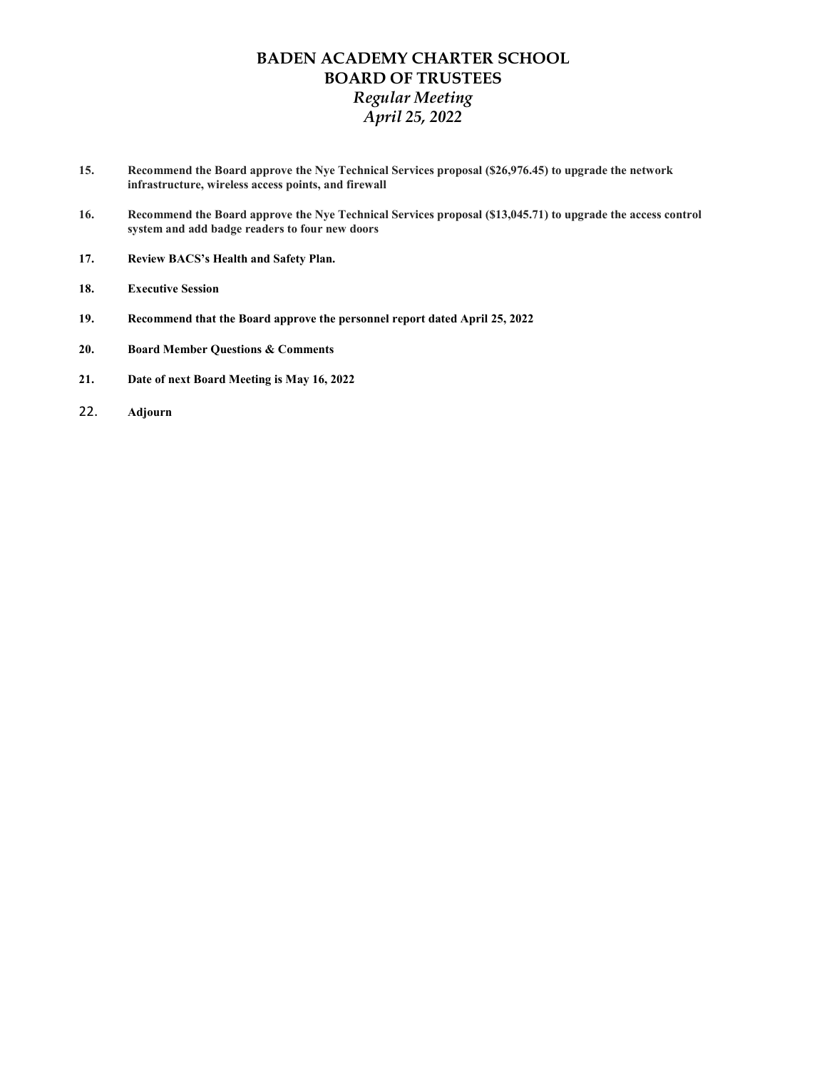# BADEN ACADEMY CHARTER SCHOOL
## BOARD OF TRUSTEES
### *Regular Meeting*
### *April 25, 2022*

15. **Recommend the Board approve the Nye Technical Services proposal ($26,976.45) to upgrade the network infrastructure, wireless access points, and firewall**

16. **Recommend the Board approve the Nye Technical Services proposal ($13,045.71) to upgrade the access control system and add badge readers to four new doors**

17. **Review BACS's Health and Safety Plan.**

18. **Executive Session**

19. **Recommend that the Board approve the personnel report dated April 25, 2022**

20. **Board Member Questions & Comments**

21. **Date of next Board Meeting is May 16, 2022**

22. **Adjourn**